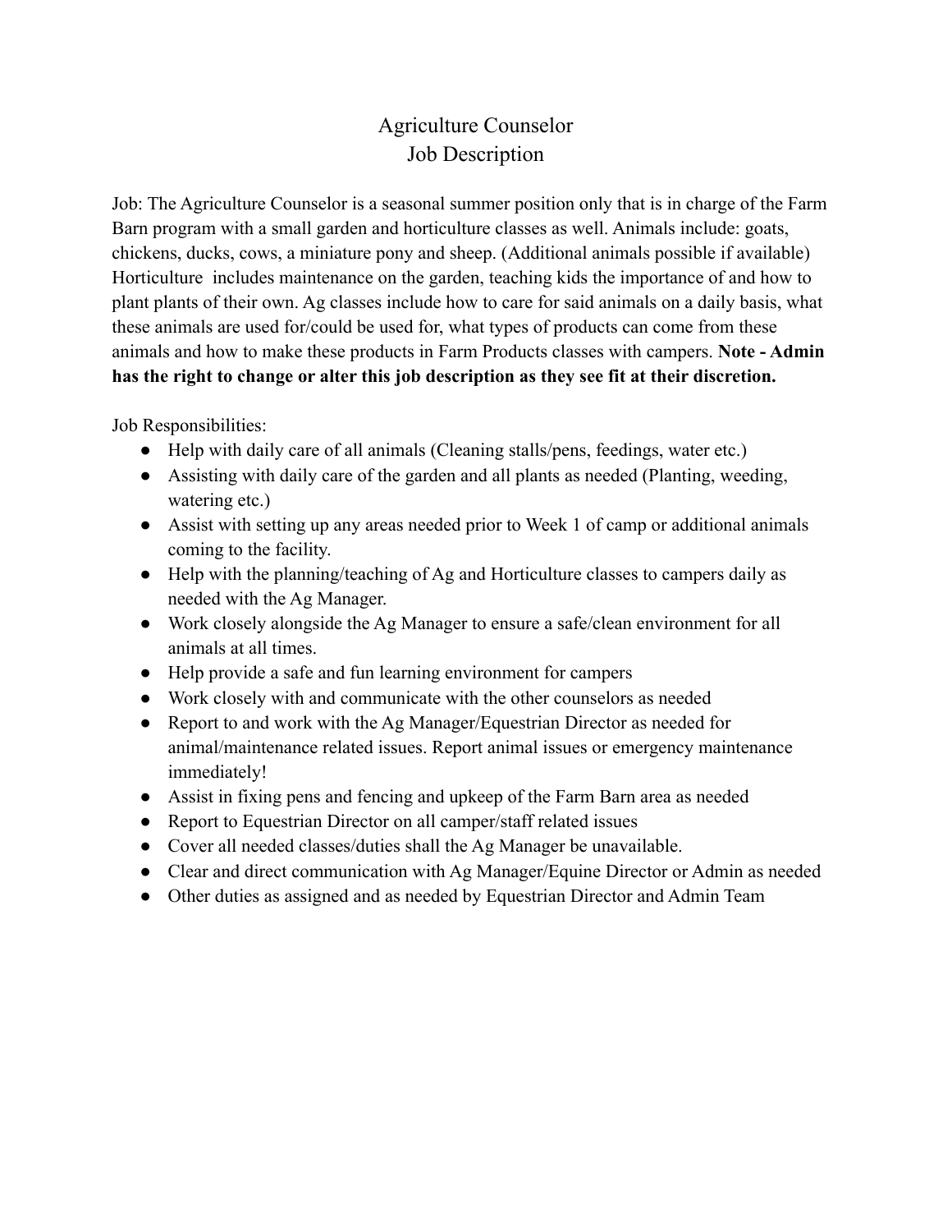# Agriculture Counselor
# Job Description

Job: The Agriculture Counselor is a seasonal summer position only that is in charge of the Farm Barn program with a small garden and horticulture classes as well. Animals include: goats, chickens, ducks, cows, a miniature pony and sheep. (Additional animals possible if available) Horticulture includes maintenance on the garden, teaching kids the importance of and how to plant plants of their own. Ag classes include how to care for said animals on a daily basis, what these animals are used for/could be used for, what types of products can come from these animals and how to make these products in Farm Products classes with campers. **Note - Admin has the right to change or alter this job description as they see fit at their discretion.**

Job Responsibilities:

- Help with daily care of all animals (Cleaning stalls/pens, feedings, water etc.)
- Assisting with daily care of the garden and all plants as needed (Planting, weeding, watering etc.)
- Assist with setting up any areas needed prior to Week 1 of camp or additional animals coming to the facility.
- Help with the planning/teaching of Ag and Horticulture classes to campers daily as needed with the Ag Manager.
- Work closely alongside the Ag Manager to ensure a safe/clean environment for all animals at all times.
- Help provide a safe and fun learning environment for campers
- Work closely with and communicate with the other counselors as needed
- Report to and work with the Ag Manager/Equestrian Director as needed for animal/maintenance related issues. Report animal issues or emergency maintenance immediately!
- Assist in fixing pens and fencing and upkeep of the Farm Barn area as needed
- Report to Equestrian Director on all camper/staff related issues
- Cover all needed classes/duties shall the Ag Manager be unavailable.
- Clear and direct communication with Ag Manager/Equine Director or Admin as needed
- Other duties as assigned and as needed by Equestrian Director and Admin Team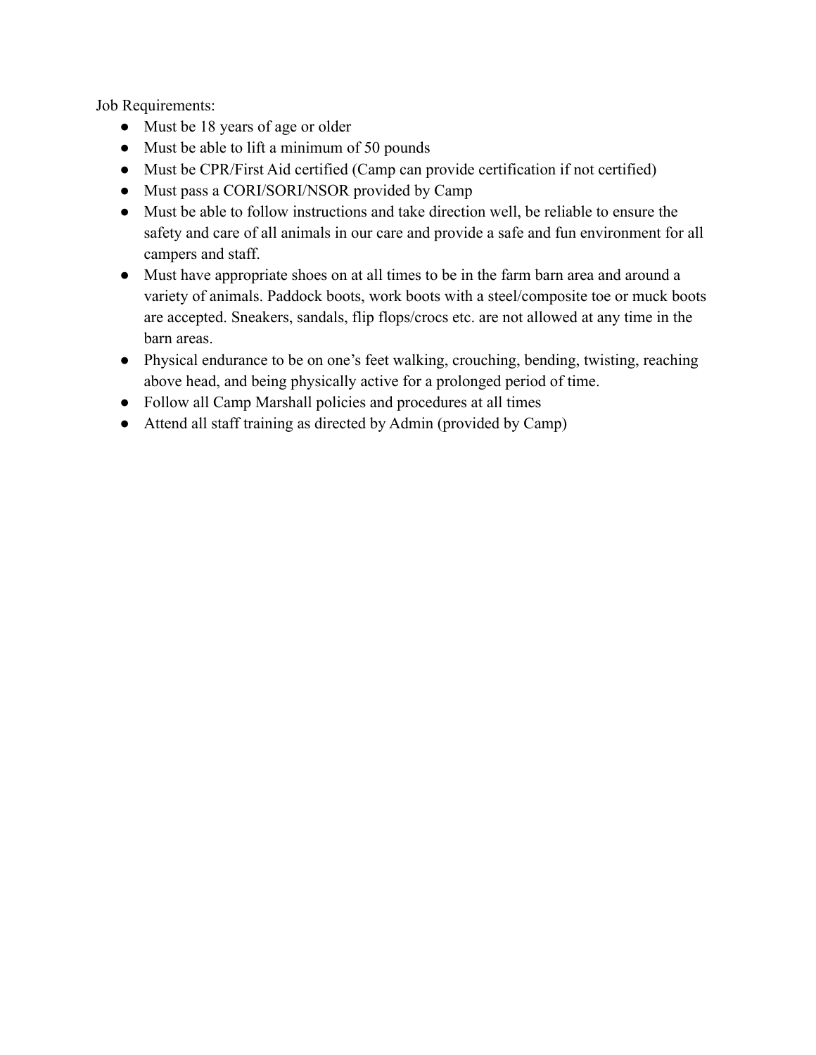Job Requirements:

- Must be 18 years of age or older
- Must be able to lift a minimum of 50 pounds
- Must be CPR/First Aid certified (Camp can provide certification if not certified)
- Must pass a CORI/SORI/NSOR provided by Camp
- Must be able to follow instructions and take direction well, be reliable to ensure the safety and care of all animals in our care and provide a safe and fun environment for all campers and staff.
- Must have appropriate shoes on at all times to be in the farm barn area and around a variety of animals. Paddock boots, work boots with a steel/composite toe or muck boots are accepted. Sneakers, sandals, flip flops/crocs etc. are not allowed at any time in the barn areas.
- Physical endurance to be on one's feet walking, crouching, bending, twisting, reaching above head, and being physically active for a prolonged period of time.
- Follow all Camp Marshall policies and procedures at all times
- Attend all staff training as directed by Admin (provided by Camp)